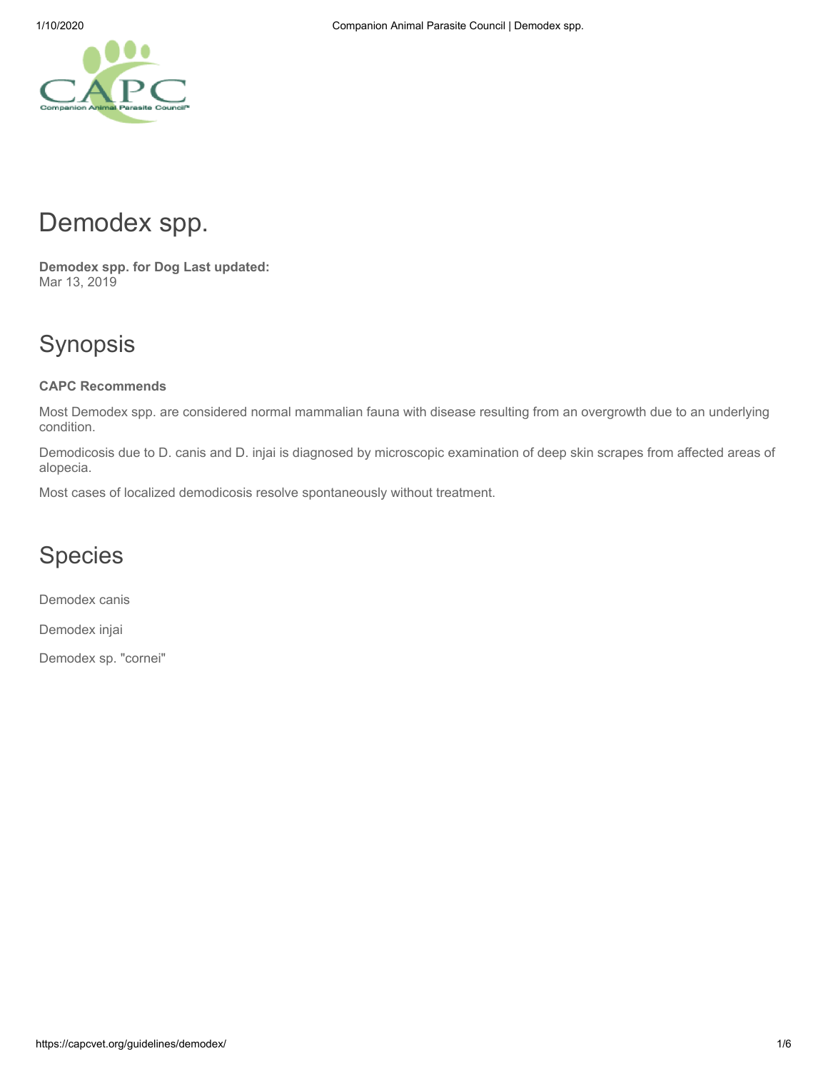# Demodex spp.

**Demodex spp. for Dog Last updated:**
Mar 13, 2019

## Synopsis

**CAPC Recommends**

Most Demodex spp. are considered normal mammalian fauna with disease resulting from an overgrowth due to an underlying condition.

Demodicosis due to D. canis and D. injai is diagnosed by microscopic examination of deep skin scrapes from affected areas of alopecia.

Most cases of localized demodicosis resolve spontaneously without treatment.

## Species

Demodex canis

Demodex injai

Demodex sp. "cornei"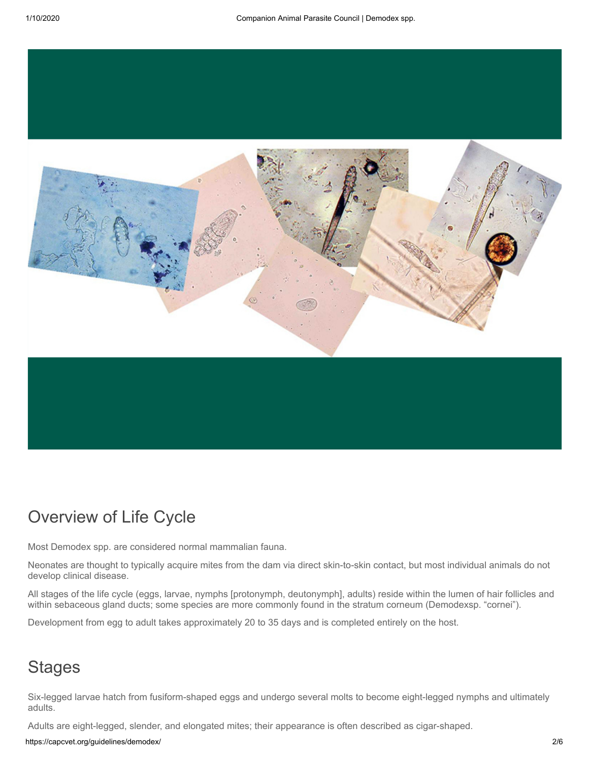## Overview of Life Cycle

Most Demodex spp. are considered normal mammalian fauna.

Neonates are thought to typically acquire mites from the dam via direct skin-to-skin contact, but most individual animals do not develop clinical disease.

All stages of the life cycle (eggs, larvae, nymphs [protonymph, deutonymph], adults) reside within the lumen of hair follicles and within sebaceous gland ducts; some species are more commonly found in the stratum corneum (Demodexsp. “cornei”).

Development from egg to adult takes approximately 20 to 35 days and is completed entirely on the host.

## Stages

Six-legged larvae hatch from fusiform-shaped eggs and undergo several molts to become eight-legged nymphs and ultimately adults.

Adults are eight-legged, slender, and elongated mites; their appearance is often described as cigar-shaped.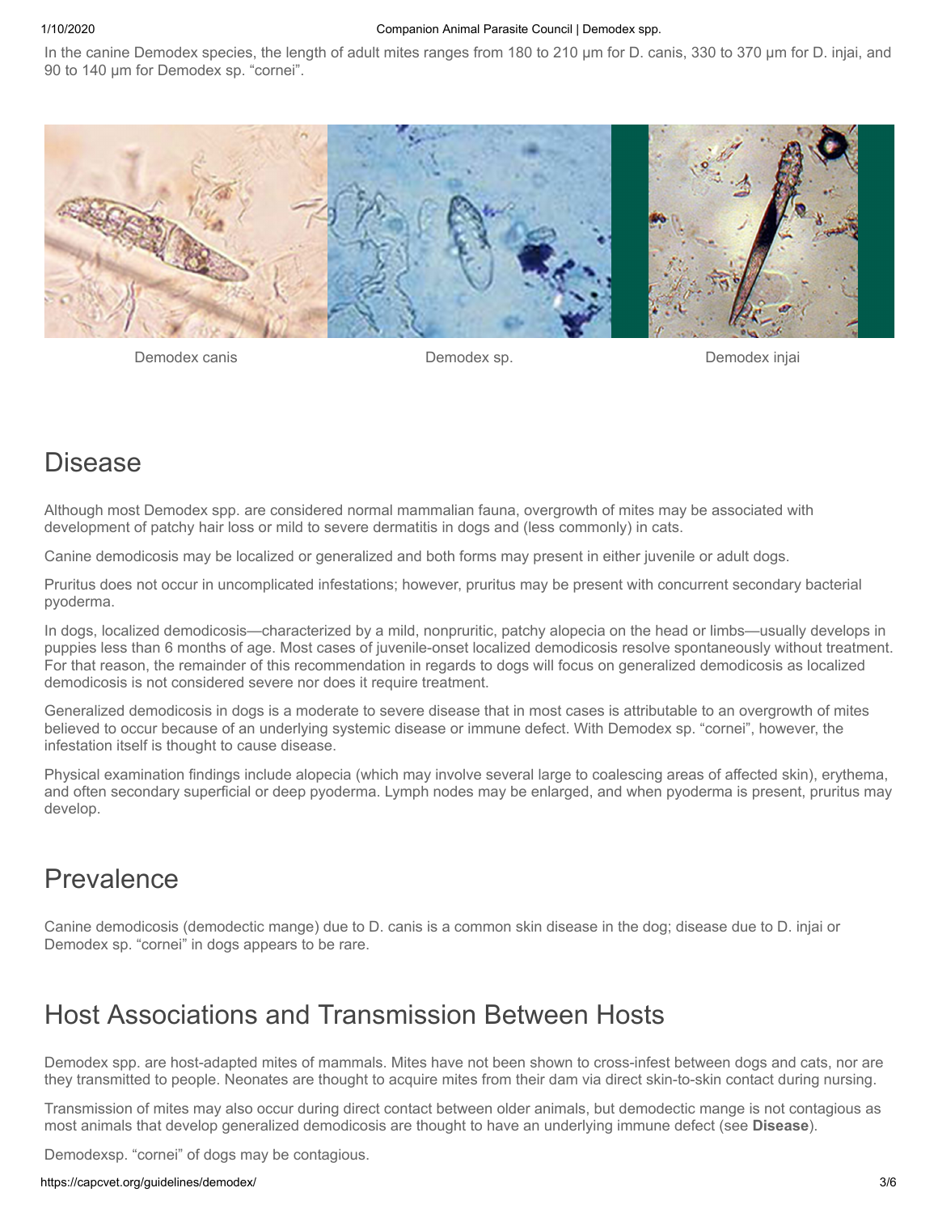In the canine Demodex species, the length of adult mites ranges from 180 to 210 µm for D. canis, 330 to 370 µm for D. injai, and 90 to 140 µm for Demodex sp. "cornei".

Demodex canis

Demodex sp.

Demodex injai

## Disease

Although most Demodex spp. are considered normal mammalian fauna, overgrowth of mites may be associated with development of patchy hair loss or mild to severe dermatitis in dogs and (less commonly) in cats.

Canine demodicosis may be localized or generalized and both forms may present in either juvenile or adult dogs.

Pruritus does not occur in uncomplicated infestations; however, pruritus may be present with concurrent secondary bacterial pyoderma.

In dogs, localized demodicosis—characterized by a mild, nonpruritic, patchy alopecia on the head or limbs—usually develops in puppies less than 6 months of age. Most cases of juvenile-onset localized demodicosis resolve spontaneously without treatment. For that reason, the remainder of this recommendation in regards to dogs will focus on generalized demodicosis as localized demodicosis is not considered severe nor does it require treatment.

Generalized demodicosis in dogs is a moderate to severe disease that in most cases is attributable to an overgrowth of mites believed to occur because of an underlying systemic disease or immune defect. With Demodex sp. "cornei", however, the infestation itself is thought to cause disease.

Physical examination findings include alopecia (which may involve several large to coalescing areas of affected skin), erythema, and often secondary superficial or deep pyoderma. Lymph nodes may be enlarged, and when pyoderma is present, pruritus may develop.

## Prevalence

Canine demodicosis (demodectic mange) due to D. canis is a common skin disease in the dog; disease due to D. injai or Demodex sp. "cornei" in dogs appears to be rare.

## Host Associations and Transmission Between Hosts

Demodex spp. are host-adapted mites of mammals. Mites have not been shown to cross-infest between dogs and cats, nor are they transmitted to people. Neonates are thought to acquire mites from their dam via direct skin-to-skin contact during nursing.

Transmission of mites may also occur during direct contact between older animals, but demodectic mange is not contagious as most animals that develop generalized demodicosis are thought to have an underlying immune defect (see **Disease**).

Demodexsp. "cornei" of dogs may be contagious.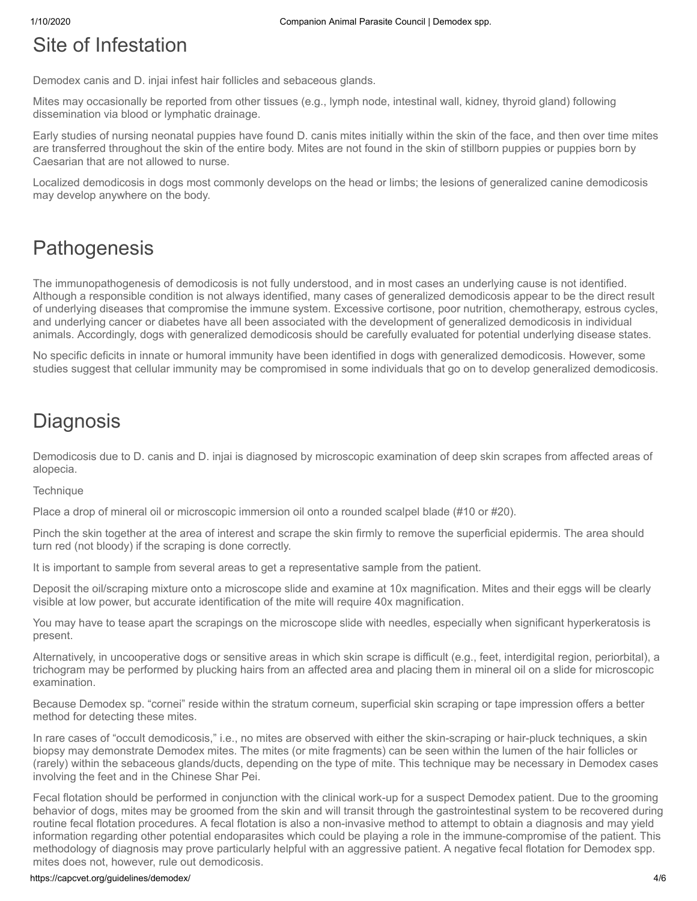## Site of Infestation

Demodex canis and D. injai infest hair follicles and sebaceous glands.

Mites may occasionally be reported from other tissues (e.g., lymph node, intestinal wall, kidney, thyroid gland) following dissemination via blood or lymphatic drainage.

Early studies of nursing neonatal puppies have found D. canis mites initially within the skin of the face, and then over time mites are transferred throughout the skin of the entire body. Mites are not found in the skin of stillborn puppies or puppies born by Caesarian that are not allowed to nurse.

Localized demodicosis in dogs most commonly develops on the head or limbs; the lesions of generalized canine demodicosis may develop anywhere on the body.

## Pathogenesis

The immunopathogenesis of demodicosis is not fully understood, and in most cases an underlying cause is not identified. Although a responsible condition is not always identified, many cases of generalized demodicosis appear to be the direct result of underlying diseases that compromise the immune system. Excessive cortisone, poor nutrition, chemotherapy, estrous cycles, and underlying cancer or diabetes have all been associated with the development of generalized demodicosis in individual animals. Accordingly, dogs with generalized demodicosis should be carefully evaluated for potential underlying disease states.

No specific deficits in innate or humoral immunity have been identified in dogs with generalized demodicosis. However, some studies suggest that cellular immunity may be compromised in some individuals that go on to develop generalized demodicosis.

## Diagnosis

Demodicosis due to D. canis and D. injai is diagnosed by microscopic examination of deep skin scrapes from affected areas of alopecia.

Technique

Place a drop of mineral oil or microscopic immersion oil onto a rounded scalpel blade (#10 or #20).

Pinch the skin together at the area of interest and scrape the skin firmly to remove the superficial epidermis. The area should turn red (not bloody) if the scraping is done correctly.

It is important to sample from several areas to get a representative sample from the patient.

Deposit the oil/scraping mixture onto a microscope slide and examine at 10x magnification. Mites and their eggs will be clearly visible at low power, but accurate identification of the mite will require 40x magnification.

You may have to tease apart the scrapings on the microscope slide with needles, especially when significant hyperkeratosis is present.

Alternatively, in uncooperative dogs or sensitive areas in which skin scrape is difficult (e.g., feet, interdigital region, periorbital), a trichogram may be performed by plucking hairs from an affected area and placing them in mineral oil on a slide for microscopic examination.

Because Demodex sp. "cornei" reside within the stratum corneum, superficial skin scraping or tape impression offers a better method for detecting these mites.

In rare cases of "occult demodicosis," i.e., no mites are observed with either the skin-scraping or hair-pluck techniques, a skin biopsy may demonstrate Demodex mites. The mites (or mite fragments) can be seen within the lumen of the hair follicles or (rarely) within the sebaceous glands/ducts, depending on the type of mite. This technique may be necessary in Demodex cases involving the feet and in the Chinese Shar Pei.

Fecal flotation should be performed in conjunction with the clinical work-up for a suspect Demodex patient. Due to the grooming behavior of dogs, mites may be groomed from the skin and will transit through the gastrointestinal system to be recovered during routine fecal flotation procedures. A fecal flotation is also a non-invasive method to attempt to obtain a diagnosis and may yield information regarding other potential endoparasites which could be playing a role in the immune-compromise of the patient. This methodology of diagnosis may prove particularly helpful with an aggressive patient. A negative fecal flotation for Demodex spp. mites does not, however, rule out demodicosis.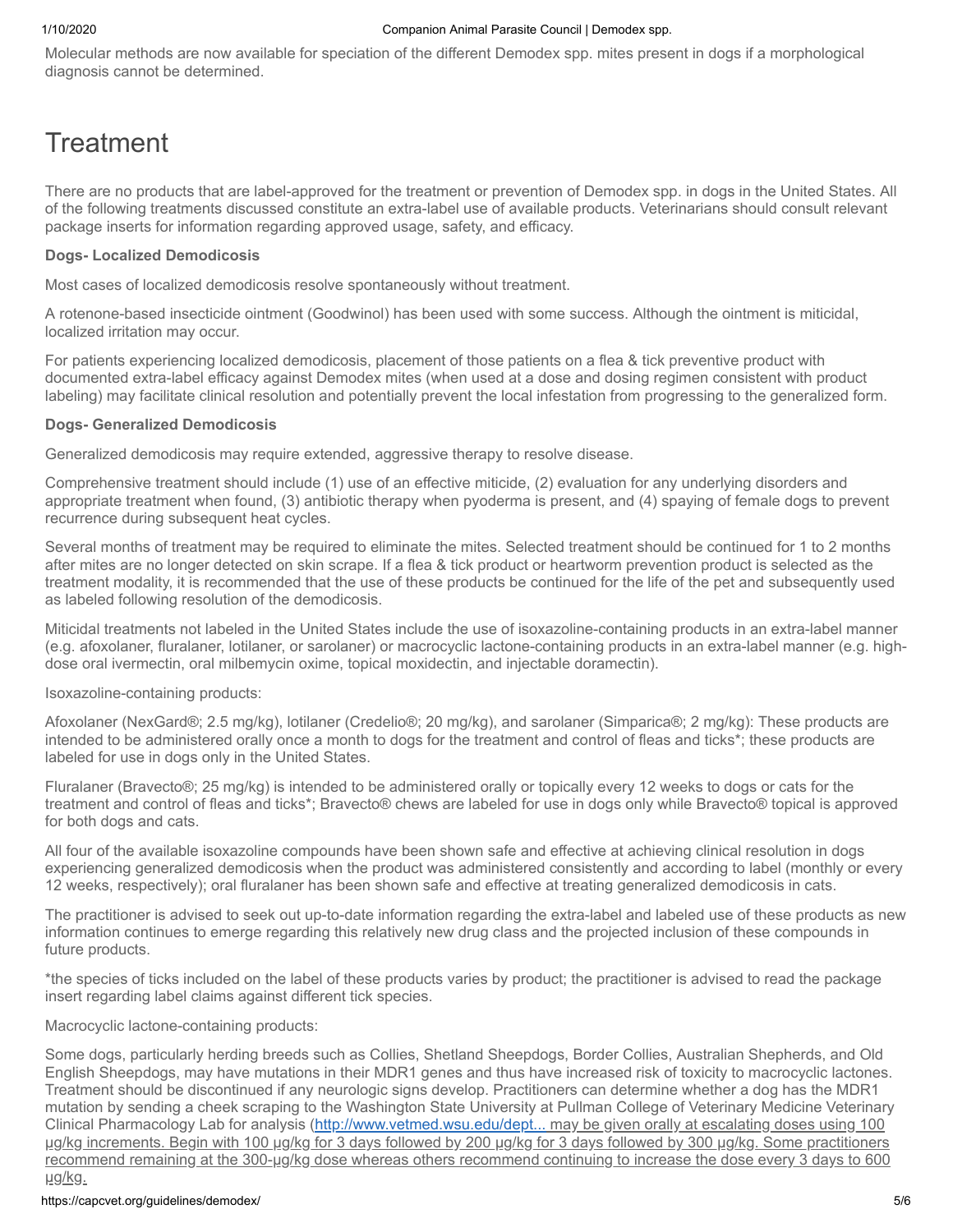Molecular methods are now available for speciation of the different Demodex spp. mites present in dogs if a morphological diagnosis cannot be determined.

# Treatment

There are no products that are label-approved for the treatment or prevention of Demodex spp. in dogs in the United States. All of the following treatments discussed constitute an extra-label use of available products. Veterinarians should consult relevant package inserts for information regarding approved usage, safety, and efficacy.

**Dogs- Localized Demodicosis**

Most cases of localized demodicosis resolve spontaneously without treatment.

A rotenone-based insecticide ointment (Goodwinol) has been used with some success. Although the ointment is miticidal, localized irritation may occur.

For patients experiencing localized demodicosis, placement of those patients on a flea & tick preventive product with documented extra-label efficacy against Demodex mites (when used at a dose and dosing regimen consistent with product labeling) may facilitate clinical resolution and potentially prevent the local infestation from progressing to the generalized form.

**Dogs- Generalized Demodicosis**

Generalized demodicosis may require extended, aggressive therapy to resolve disease.

Comprehensive treatment should include (1) use of an effective miticide, (2) evaluation for any underlying disorders and appropriate treatment when found, (3) antibiotic therapy when pyoderma is present, and (4) spaying of female dogs to prevent recurrence during subsequent heat cycles.

Several months of treatment may be required to eliminate the mites. Selected treatment should be continued for 1 to 2 months after mites are no longer detected on skin scrape. If a flea & tick product or heartworm prevention product is selected as the treatment modality, it is recommended that the use of these products be continued for the life of the pet and subsequently used as labeled following resolution of the demodicosis.

Miticidal treatments not labeled in the United States include the use of isoxazoline-containing products in an extra-label manner (e.g. afoxolaner, fluralaner, lotilaner, or sarolaner) or macrocyclic lactone-containing products in an extra-label manner (e.g. high-dose oral ivermectin, oral milbemycin oxime, topical moxidectin, and injectable doramectin).

Isoxazoline-containing products:

Afoxolaner (NexGard®; 2.5 mg/kg), lotilaner (Credelio®; 20 mg/kg), and sarolaner (Simparica®; 2 mg/kg): These products are intended to be administered orally once a month to dogs for the treatment and control of fleas and ticks*; these products are labeled for use in dogs only in the United States.

Fluralaner (Bravecto®; 25 mg/kg) is intended to be administered orally or topically every 12 weeks to dogs or cats for the treatment and control of fleas and ticks*; Bravecto® chews are labeled for use in dogs only while Bravecto® topical is approved for both dogs and cats.

All four of the available isoxazoline compounds have been shown safe and effective at achieving clinical resolution in dogs experiencing generalized demodicosis when the product was administered consistently and according to label (monthly or every 12 weeks, respectively); oral fluralaner has been shown safe and effective at treating generalized demodicosis in cats.

The practitioner is advised to seek out up-to-date information regarding the extra-label and labeled use of these products as new information continues to emerge regarding this relatively new drug class and the projected inclusion of these compounds in future products.

*the species of ticks included on the label of these products varies by product; the practitioner is advised to read the package insert regarding label claims against different tick species.

Macrocyclic lactone-containing products:

Some dogs, particularly herding breeds such as Collies, Shetland Sheepdogs, Border Collies, Australian Shepherds, and Old English Sheepdogs, may have mutations in their MDR1 genes and thus have increased risk of toxicity to macrocyclic lactones. Treatment should be discontinued if any neurologic signs develop. Practitioners can determine whether a dog has the MDR1 mutation by sending a cheek scraping to the Washington State University at Pullman College of Veterinary Medicine Veterinary Clinical Pharmacology Lab for analysis (http://www.vetmed.wsu.edu/dept... may be given orally at escalating doses using 100 µg/kg increments. Begin with 100 µg/kg for 3 days followed by 200 µg/kg for 3 days followed by 300 µg/kg. Some practitioners recommend remaining at the 300-µg/kg dose whereas others recommend continuing to increase the dose every 3 days to 600 µg/kg.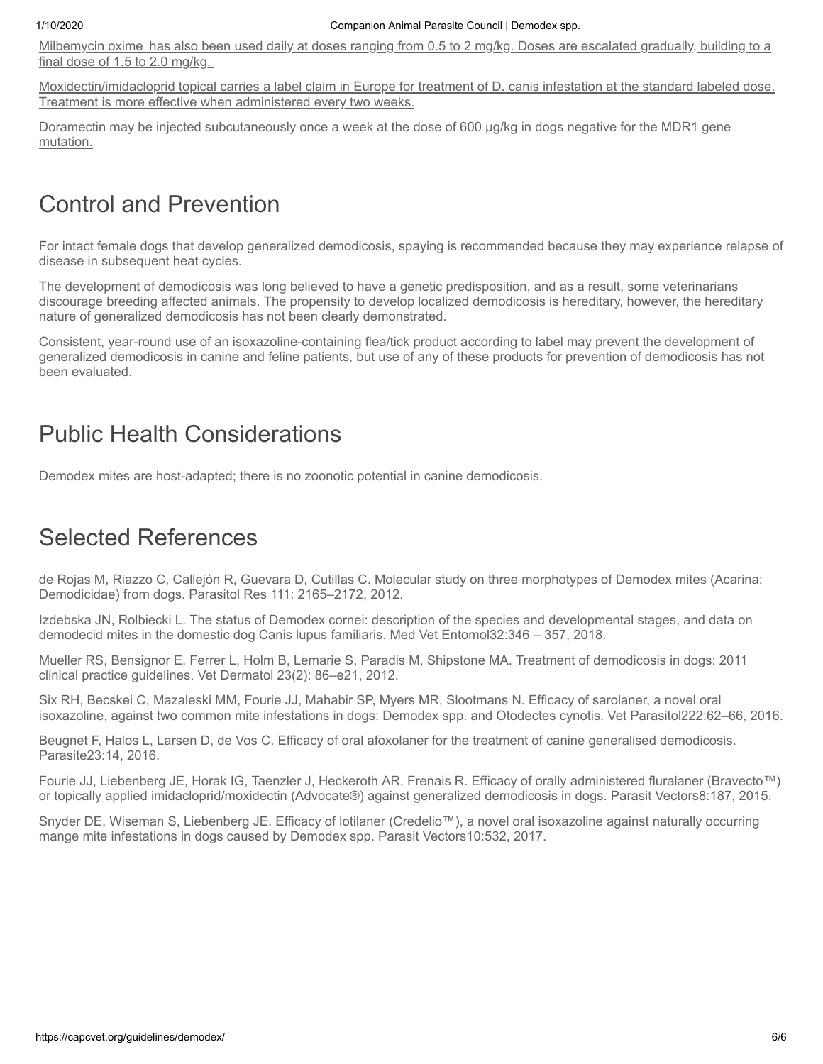Milbemycin oxime has also been used daily at doses ranging from 0.5 to 2 mg/kg. Doses are escalated gradually, building to a final dose of 1.5 to 2.0 mg/kg.

Moxidectin/imidacloprid topical carries a label claim in Europe for treatment of D. canis infestation at the standard labeled dose. Treatment is more effective when administered every two weeks.

Doramectin may be injected subcutaneously once a week at the dose of 600 µg/kg in dogs negative for the MDR1 gene mutation.

## Control and Prevention

For intact female dogs that develop generalized demodicosis, spaying is recommended because they may experience relapse of disease in subsequent heat cycles.

The development of demodicosis was long believed to have a genetic predisposition, and as a result, some veterinarians discourage breeding affected animals. The propensity to develop localized demodicosis is hereditary, however, the hereditary nature of generalized demodicosis has not been clearly demonstrated.

Consistent, year-round use of an isoxazoline-containing flea/tick product according to label may prevent the development of generalized demodicosis in canine and feline patients, but use of any of these products for prevention of demodicosis has not been evaluated.

## Public Health Considerations

Demodex mites are host-adapted; there is no zoonotic potential in canine demodicosis.

## Selected References

de Rojas M, Riazzo C, Callejón R, Guevara D, Cutillas C. Molecular study on three morphotypes of Demodex mites (Acarina: Demodicidae) from dogs. Parasitol Res 111: 2165–2172, 2012.

Izdebska JN, Rolbiecki L. The status of Demodex cornei: description of the species and developmental stages, and data on demodecid mites in the domestic dog Canis lupus familiaris. Med Vet Entomol32:346 – 357, 2018.

Mueller RS, Bensignor E, Ferrer L, Holm B, Lemarie S, Paradis M, Shipstone MA. Treatment of demodicosis in dogs: 2011 clinical practice guidelines. Vet Dermatol 23(2): 86–e21, 2012.

Six RH, Becskei C, Mazaleski MM, Fourie JJ, Mahabir SP, Myers MR, Slootmans N. Efficacy of sarolaner, a novel oral isoxazoline, against two common mite infestations in dogs: Demodex spp. and Otodectes cynotis. Vet Parasitol222:62–66, 2016.

Beugnet F, Halos L, Larsen D, de Vos C. Efficacy of oral afoxolaner for the treatment of canine generalised demodicosis. Parasite23:14, 2016.

Fourie JJ, Liebenberg JE, Horak IG, Taenzler J, Heckeroth AR, Frenais R. Efficacy of orally administered fluralaner (Bravecto™) or topically applied imidacloprid/moxidectin (Advocate®) against generalized demodicosis in dogs. Parasit Vectors8:187, 2015.

Snyder DE, Wiseman S, Liebenberg JE. Efficacy of lotilaner (Credelio™), a novel oral isoxazoline against naturally occurring mange mite infestations in dogs caused by Demodex spp. Parasit Vectors10:532, 2017.